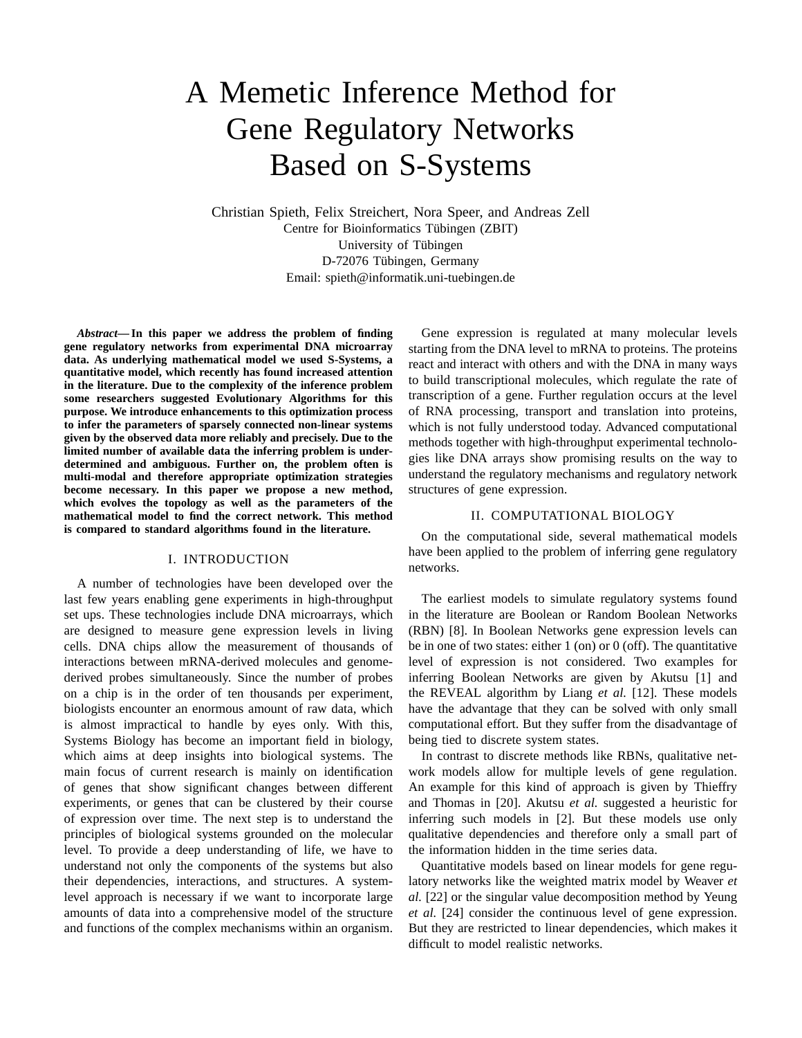# A Memetic Inference Method for Gene Regulatory Networks Based on S-Systems

Christian Spieth, Felix Streichert, Nora Speer, and Andreas Zell
Centre for Bioinformatics Tübingen (ZBIT)
University of Tübingen
D-72076 Tübingen, Germany
Email: spieth@informatik.uni-tuebingen.de

***Abstract*— In this paper we address the problem of finding gene regulatory networks from experimental DNA microarray data. As underlying mathematical model we used S-Systems, a quantitative model, which recently has found increased attention in the literature. Due to the complexity of the inference problem some researchers suggested Evolutionary Algorithms for this purpose. We introduce enhancements to this optimization process to infer the parameters of sparsely connected non-linear systems given by the observed data more reliably and precisely. Due to the limited number of available data the inferring problem is under-determined and ambiguous. Further on, the problem often is multi-modal and therefore appropriate optimization strategies become necessary. In this paper we propose a new method, which evolves the topology as well as the parameters of the mathematical model to find the correct network. This method is compared to standard algorithms found in the literature.**

## I. INTRODUCTION

A number of technologies have been developed over the last few years enabling gene experiments in high-throughput set ups. These technologies include DNA microarrays, which are designed to measure gene expression levels in living cells. DNA chips allow the measurement of thousands of interactions between mRNA-derived molecules and genome-derived probes simultaneously. Since the number of probes on a chip is in the order of ten thousands per experiment, biologists encounter an enormous amount of raw data, which is almost impractical to handle by eyes only. With this, Systems Biology has become an important field in biology, which aims at deep insights into biological systems. The main focus of current research is mainly on identification of genes that show significant changes between different experiments, or genes that can be clustered by their course of expression over time. The next step is to understand the principles of biological systems grounded on the molecular level. To provide a deep understanding of life, we have to understand not only the components of the systems but also their dependencies, interactions, and structures. A system-level approach is necessary if we want to incorporate large amounts of data into a comprehensive model of the structure and functions of the complex mechanisms within an organism.

Gene expression is regulated at many molecular levels starting from the DNA level to mRNA to proteins. The proteins react and interact with others and with the DNA in many ways to build transcriptional molecules, which regulate the rate of transcription of a gene. Further regulation occurs at the level of RNA processing, transport and translation into proteins, which is not fully understood today. Advanced computational methods together with high-throughput experimental technologies like DNA arrays show promising results on the way to understand the regulatory mechanisms and regulatory network structures of gene expression.

## II. COMPUTATIONAL BIOLOGY

On the computational side, several mathematical models have been applied to the problem of inferring gene regulatory networks.

The earliest models to simulate regulatory systems found in the literature are Boolean or Random Boolean Networks (RBN) [8]. In Boolean Networks gene expression levels can be in one of two states: either 1 (on) or 0 (off). The quantitative level of expression is not considered. Two examples for inferring Boolean Networks are given by Akutsu [1] and the REVEAL algorithm by Liang *et al.* [12]. These models have the advantage that they can be solved with only small computational effort. But they suffer from the disadvantage of being tied to discrete system states.

In contrast to discrete methods like RBNs, qualitative network models allow for multiple levels of gene regulation. An example for this kind of approach is given by Thieffry and Thomas in [20]. Akutsu *et al.* suggested a heuristic for inferring such models in [2]. But these models use only qualitative dependencies and therefore only a small part of the information hidden in the time series data.

Quantitative models based on linear models for gene regulatory networks like the weighted matrix model by Weaver *et al.* [22] or the singular value decomposition method by Yeung *et al.* [24] consider the continuous level of gene expression. But they are restricted to linear dependencies, which makes it difficult to model realistic networks.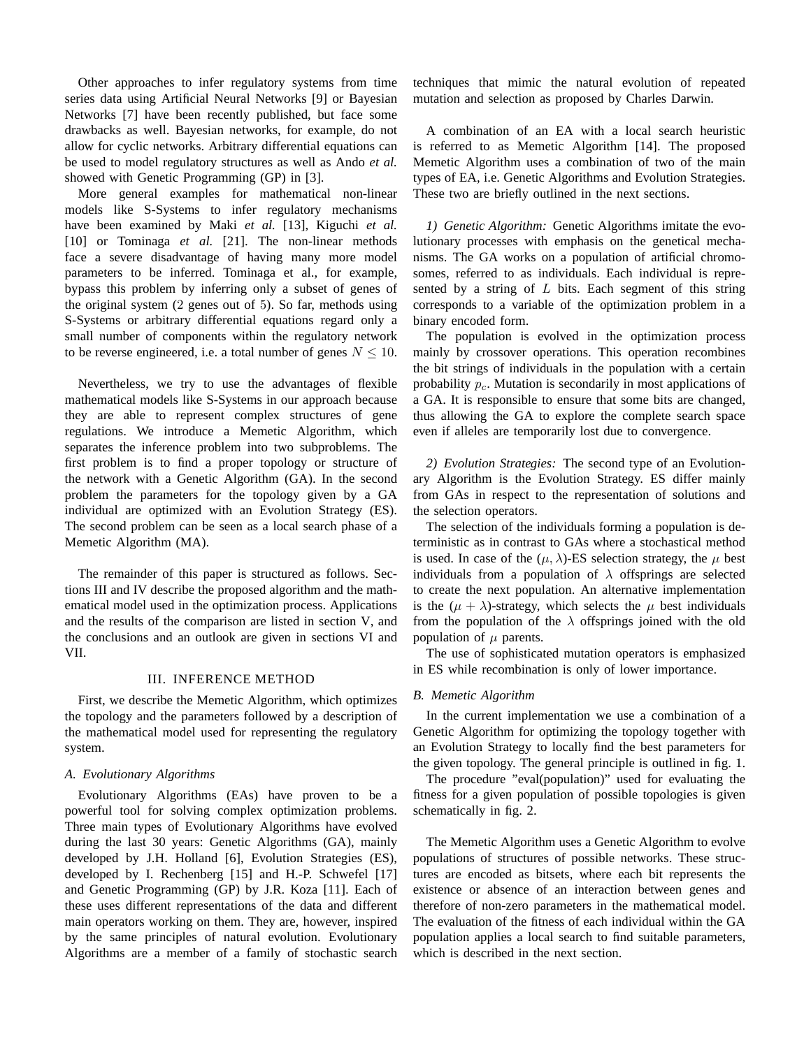Other approaches to infer regulatory systems from time series data using Artificial Neural Networks [9] or Bayesian Networks [7] have been recently published, but face some drawbacks as well. Bayesian networks, for example, do not allow for cyclic networks. Arbitrary differential equations can be used to model regulatory structures as well as Ando *et al.* showed with Genetic Programming (GP) in [3].

More general examples for mathematical non-linear models like S-Systems to infer regulatory mechanisms have been examined by Maki *et al.* [13], Kiguchi *et al.* [10] or Tominaga *et al.* [21]. The non-linear methods face a severe disadvantage of having many more model parameters to be inferred. Tominaga et al., for example, bypass this problem by inferring only a subset of genes of the original system (2 genes out of 5). So far, methods using S-Systems or arbitrary differential equations regard only a small number of components within the regulatory network to be reverse engineered, i.e. a total number of genes $N \leq 10$.

Nevertheless, we try to use the advantages of flexible mathematical models like S-Systems in our approach because they are able to represent complex structures of gene regulations. We introduce a Memetic Algorithm, which separates the inference problem into two subproblems. The first problem is to find a proper topology or structure of the network with a Genetic Algorithm (GA). In the second problem the parameters for the topology given by a GA individual are optimized with an Evolution Strategy (ES). The second problem can be seen as a local search phase of a Memetic Algorithm (MA).

The remainder of this paper is structured as follows. Sections III and IV describe the proposed algorithm and the mathematical model used in the optimization process. Applications and the results of the comparison are listed in section V, and the conclusions and an outlook are given in sections VI and VII.

## III. Inference Method

First, we describe the Memetic Algorithm, which optimizes the topology and the parameters followed by a description of the mathematical model used for representing the regulatory system.

### A. Evolutionary Algorithms

Evolutionary Algorithms (EAs) have proven to be a powerful tool for solving complex optimization problems. Three main types of Evolutionary Algorithms have evolved during the last 30 years: Genetic Algorithms (GA), mainly developed by J.H. Holland [6], Evolution Strategies (ES), developed by I. Rechenberg [15] and H.-P. Schwefel [17] and Genetic Programming (GP) by J.R. Koza [11]. Each of these uses different representations of the data and different main operators working on them. They are, however, inspired by the same principles of natural evolution. Evolutionary Algorithms are a member of a family of stochastic search techniques that mimic the natural evolution of repeated mutation and selection as proposed by Charles Darwin.

A combination of an EA with a local search heuristic is referred to as Memetic Algorithm [14]. The proposed Memetic Algorithm uses a combination of two of the main types of EA, i.e. Genetic Algorithms and Evolution Strategies. These two are briefly outlined in the next sections.

*1) Genetic Algorithm:* Genetic Algorithms imitate the evolutionary processes with emphasis on the genetical mechanisms. The GA works on a population of artificial chromosomes, referred to as individuals. Each individual is represented by a string of $L$ bits. Each segment of this string corresponds to a variable of the optimization problem in a binary encoded form.

The population is evolved in the optimization process mainly by crossover operations. This operation recombines the bit strings of individuals in the population with a certain probability $p_c$. Mutation is secondarily in most applications of a GA. It is responsible to ensure that some bits are changed, thus allowing the GA to explore the complete search space even if alleles are temporarily lost due to convergence.

*2) Evolution Strategies:* The second type of an Evolutionary Algorithm is the Evolution Strategy. ES differ mainly from GAs in respect to the representation of solutions and the selection operators.

The selection of the individuals forming a population is deterministic as in contrast to GAs where a stochastical method is used. In case of the $(\mu, \lambda)$-ES selection strategy, the $\mu$ best individuals from a population of $\lambda$ offsprings are selected to create the next population. An alternative implementation is the $(\mu + \lambda)$-strategy, which selects the $\mu$ best individuals from the population of the $\lambda$ offsprings joined with the old population of $\mu$ parents.

The use of sophisticated mutation operators is emphasized in ES while recombination is only of lower importance.

### B. Memetic Algorithm

In the current implementation we use a combination of a Genetic Algorithm for optimizing the topology together with an Evolution Strategy to locally find the best parameters for the given topology. The general principle is outlined in fig. 1.

The procedure "eval(population)" used for evaluating the fitness for a given population of possible topologies is given schematically in fig. 2.

The Memetic Algorithm uses a Genetic Algorithm to evolve populations of structures of possible networks. These structures are encoded as bitsets, where each bit represents the existence or absence of an interaction between genes and therefore of non-zero parameters in the mathematical model. The evaluation of the fitness of each individual within the GA population applies a local search to find suitable parameters, which is described in the next section.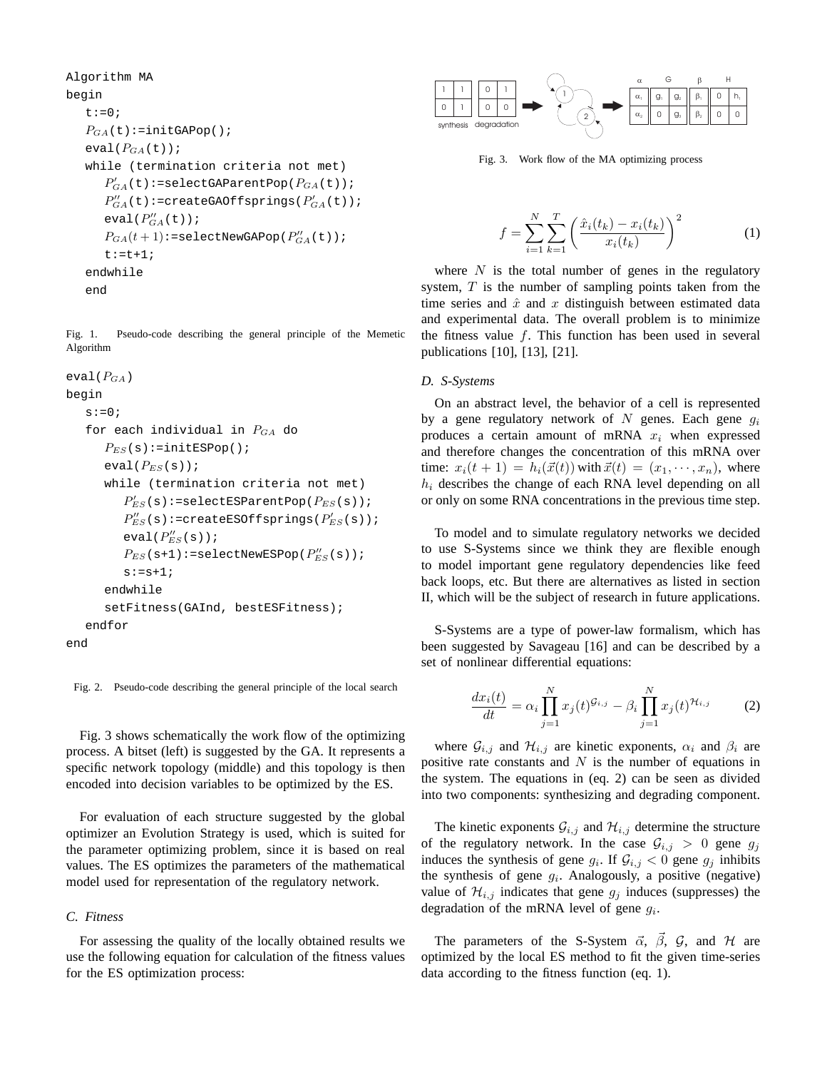```
Algorithm MA
begin
   t:=0;
   P_GA(t):=initGAPop();
   eval(P_GA(t));
   while (termination criteria not met)
      P'_GA(t):=selectGAParentPop(P_GA(t));
      P''_GA(t):=createGAOffsprings(P'_GA(t));
      eval(P''_GA(t));
      P_GA(t+1):=selectNewGAPop(P''_GA(t));
      t:=t+1;
   endwhile
   end
```

Fig. 1. Pseudo-code describing the general principle of the Memetic Algorithm

```
eval(P_GA)
begin
   s:=0;
   for each individual in P_GA do
      P_ES(s):=initESPop();
      eval(P_ES(s));
      while (termination criteria not met)
         P'_ES(s):=selectESParentPop(P_ES(s));
         P''_ES(s):=createESOffsprings(P'_ES(s));
         eval(P''_ES(s));
         P_ES(s+1):=selectNewESPop(P''_ES(s));
         s:=s+1;
      endwhile
      setFitness(GAInd, bestESFitness);
   endfor
end
```

Fig. 2. Pseudo-code describing the general principle of the local search

Fig. 3 shows schematically the work flow of the optimizing process. A bitset (left) is suggested by the GA. It represents a specific network topology (middle) and this topology is then encoded into decision variables to be optimized by the ES.

For evaluation of each structure suggested by the global optimizer an Evolution Strategy is used, which is suited for the parameter optimizing problem, since it is based on real values. The ES optimizes the parameters of the mathematical model used for representation of the regulatory network.

### C. Fitness

For assessing the quality of the locally obtained results we use the following equation for calculation of the fitness values for the ES optimization process:

Fig. 3. Work flow of the MA optimizing process

$$f = \sum_{i=1}^{N} \sum_{k=1}^{T} \left( \frac{\hat{x}_i(t_k) - x_i(t_k)}{x_i(t_k)} \right)^2 \tag{1}$$

where $N$ is the total number of genes in the regulatory system, $T$ is the number of sampling points taken from the time series and $\hat{x}$ and $x$ distinguish between estimated data and experimental data. The overall problem is to minimize the fitness value $f$. This function has been used in several publications [10], [13], [21].

### D. S-Systems

On an abstract level, the behavior of a cell is represented by a gene regulatory network of $N$ genes. Each gene $g_i$ produces a certain amount of mRNA $x_i$ when expressed and therefore changes the concentration of this mRNA over time: $x_i(t+1) = h_i(\vec{x}(t))$ with $\vec{x}(t) = (x_1, \cdots, x_n)$, where $h_i$ describes the change of each RNA level depending on all or only on some RNA concentrations in the previous time step.

To model and to simulate regulatory networks we decided to use S-Systems since we think they are flexible enough to model important gene regulatory dependencies like feed back loops, etc. But there are alternatives as listed in section II, which will be the subject of research in future applications.

S-Systems are a type of power-law formalism, which has been suggested by Savageau [16] and can be described by a set of nonlinear differential equations:

$$\frac{dx_i(t)}{dt} = \alpha_i \prod_{j=1}^{N} x_j(t)^{\mathcal{G}_{i,j}} - \beta_i \prod_{j=1}^{N} x_j(t)^{\mathcal{H}_{i,j}} \tag{2}$$

where $\mathcal{G}_{i,j}$ and $\mathcal{H}_{i,j}$ are kinetic exponents, $\alpha_i$ and $\beta_i$ are positive rate constants and $N$ is the number of equations in the system. The equations in (eq. 2) can be seen as divided into two components: synthesizing and degrading component.

The kinetic exponents $\mathcal{G}_{i,j}$ and $\mathcal{H}_{i,j}$ determine the structure of the regulatory network. In the case $\mathcal{G}_{i,j} > 0$ gene $g_j$ induces the synthesis of gene $g_i$. If $\mathcal{G}_{i,j} < 0$ gene $g_j$ inhibits the synthesis of gene $g_i$. Analogously, a positive (negative) value of $\mathcal{H}_{i,j}$ indicates that gene $g_j$ induces (suppresses) the degradation of the mRNA level of gene $g_i$.

The parameters of the S-System $\vec{\alpha}$, $\vec{\beta}$, $\mathcal{G}$, and $\mathcal{H}$ are optimized by the local ES method to fit the given time-series data according to the fitness function (eq. 1).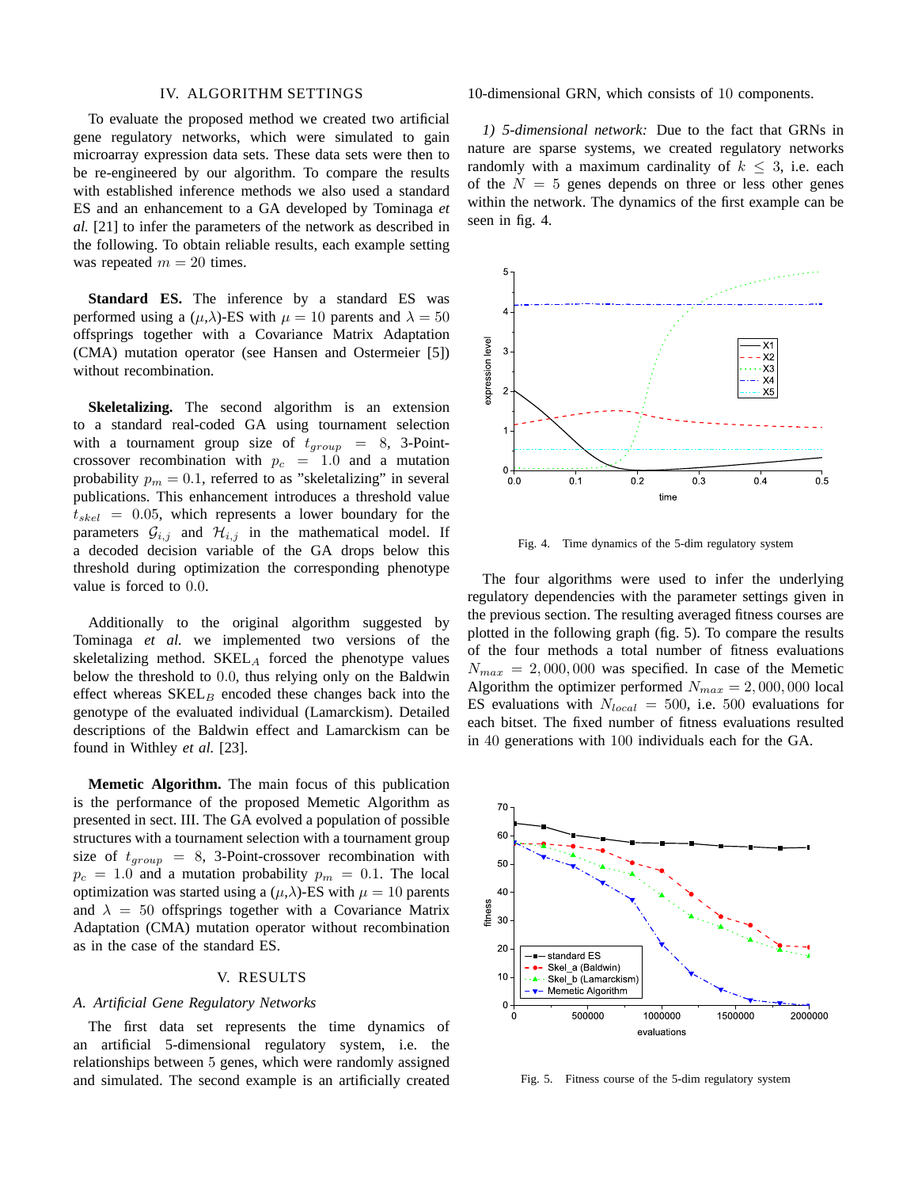## IV. ALGORITHM SETTINGS

To evaluate the proposed method we created two artificial gene regulatory networks, which were simulated to gain microarray expression data sets. These data sets were then to be re-engineered by our algorithm. To compare the results with established inference methods we also used a standard ES and an enhancement to a GA developed by Tominaga *et al.* [21] to infer the parameters of the network as described in the following. To obtain reliable results, each example setting was repeated $m = 20$ times.

**Standard ES.** The inference by a standard ES was performed using a ($\mu$,$\lambda$)-ES with $\mu = 10$ parents and $\lambda = 50$ offsprings together with a Covariance Matrix Adaptation (CMA) mutation operator (see Hansen and Ostermeier [5]) without recombination.

**Skeletalizing.** The second algorithm is an extension to a standard real-coded GA using tournament selection with a tournament group size of $t_{group} = 8$, 3-Point-crossover recombination with $p_c = 1.0$ and a mutation probability $p_m = 0.1$, referred to as "skeletalizing" in several publications. This enhancement introduces a threshold value $t_{skel} = 0.05$, which represents a lower boundary for the parameters $\mathcal{G}_{i,j}$ and $\mathcal{H}_{i,j}$ in the mathematical model. If a decoded decision variable of the GA drops below this threshold during optimization the corresponding phenotype value is forced to $0.0$.

Additionally to the original algorithm suggested by Tominaga *et al.* we implemented two versions of the skeletalizing method. SKEL$_A$ forced the phenotype values below the threshold to $0.0$, thus relying only on the Baldwin effect whereas SKEL$_B$ encoded these changes back into the genotype of the evaluated individual (Lamarckism). Detailed descriptions of the Baldwin effect and Lamarckism can be found in Withley *et al.* [23].

**Memetic Algorithm.** The main focus of this publication is the performance of the proposed Memetic Algorithm as presented in sect. III. The GA evolved a population of possible structures with a tournament selection with a tournament group size of $t_{group} = 8$, 3-Point-crossover recombination with $p_c = 1.0$ and a mutation probability $p_m = 0.1$. The local optimization was started using a ($\mu$,$\lambda$)-ES with $\mu = 10$ parents and $\lambda = 50$ offsprings together with a Covariance Matrix Adaptation (CMA) mutation operator without recombination as in the case of the standard ES.

## V. RESULTS

### A. Artificial Gene Regulatory Networks

The first data set represents the time dynamics of an artificial 5-dimensional regulatory system, i.e. the relationships between 5 genes, which were randomly assigned and simulated. The second example is an artificially created 10-dimensional GRN, which consists of 10 components.

*1) 5-dimensional network:* Due to the fact that GRNs in nature are sparse systems, we created regulatory networks randomly with a maximum cardinality of $k \leq 3$, i.e. each of the $N = 5$ genes depends on three or less other genes within the network. The dynamics of the first example can be seen in fig. 4.

Fig. 4. Time dynamics of the 5-dim regulatory system

The four algorithms were used to infer the underlying regulatory dependencies with the parameter settings given in the previous section. The resulting averaged fitness courses are plotted in the following graph (fig. 5). To compare the results of the four methods a total number of fitness evaluations $N_{max} = 2,000,000$ was specified. In case of the Memetic Algorithm the optimizer performed $N_{max} = 2,000,000$ local ES evaluations with $N_{local} = 500$, i.e. 500 evaluations for each bitset. The fixed number of fitness evaluations resulted in 40 generations with 100 individuals each for the GA.

Fig. 5. Fitness course of the 5-dim regulatory system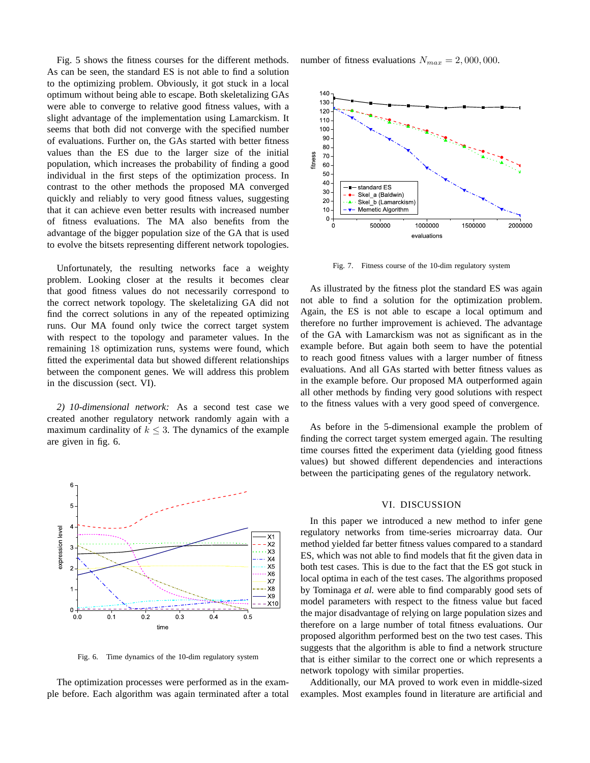Fig. 5 shows the fitness courses for the different methods. As can be seen, the standard ES is not able to find a solution to the optimizing problem. Obviously, it got stuck in a local optimum without being able to escape. Both skeletalizing GAs were able to converge to relative good fitness values, with a slight advantage of the implementation using Lamarckism. It seems that both did not converge with the specified number of evaluations. Further on, the GAs started with better fitness values than the ES due to the larger size of the initial population, which increases the probability of finding a good individual in the first steps of the optimization process. In contrast to the other methods the proposed MA converged quickly and reliably to very good fitness values, suggesting that it can achieve even better results with increased number of fitness evaluations. The MA also benefits from the advantage of the bigger population size of the GA that is used to evolve the bitsets representing different network topologies.

Unfortunately, the resulting networks face a weighty problem. Looking closer at the results it becomes clear that good fitness values do not necessarily correspond to the correct network topology. The skeletalizing GA did not find the correct solutions in any of the repeated optimizing runs. Our MA found only twice the correct target system with respect to the topology and parameter values. In the remaining $18$ optimization runs, systems were found, which fitted the experimental data but showed different relationships between the component genes. We will address this problem in the discussion (sect. VI).

*2) 10-dimensional network:* As a second test case we created another regulatory network randomly again with a maximum cardinality of $k \leq 3$. The dynamics of the example are given in fig. 6.

Fig. 6. Time dynamics of the 10-dim regulatory system

The optimization processes were performed as in the example before. Each algorithm was again terminated after a total number of fitness evaluations $N_{max} = 2,000,000$.

Fig. 7. Fitness course of the 10-dim regulatory system

As illustrated by the fitness plot the standard ES was again not able to find a solution for the optimization problem. Again, the ES is not able to escape a local optimum and therefore no further improvement is achieved. The advantage of the GA with Lamarckism was not as significant as in the example before. But again both seem to have the potential to reach good fitness values with a larger number of fitness evaluations. And all GAs started with better fitness values as in the example before. Our proposed MA outperformed again all other methods by finding very good solutions with respect to the fitness values with a very good speed of convergence.

As before in the 5-dimensional example the problem of finding the correct target system emerged again. The resulting time courses fitted the experiment data (yielding good fitness values) but showed different dependencies and interactions between the participating genes of the regulatory network.

## VI. Discussion

In this paper we introduced a new method to infer gene regulatory networks from time-series microarray data. Our method yielded far better fitness values compared to a standard ES, which was not able to find models that fit the given data in both test cases. This is due to the fact that the ES got stuck in local optima in each of the test cases. The algorithms proposed by Tominaga *et al.* were able to find comparably good sets of model parameters with respect to the fitness value but faced the major disadvantage of relying on large population sizes and therefore on a large number of total fitness evaluations. Our proposed algorithm performed best on the two test cases. This suggests that the algorithm is able to find a network structure that is either similar to the correct one or which represents a network topology with similar properties.

Additionally, our MA proved to work even in middle-sized examples. Most examples found in literature are artificial and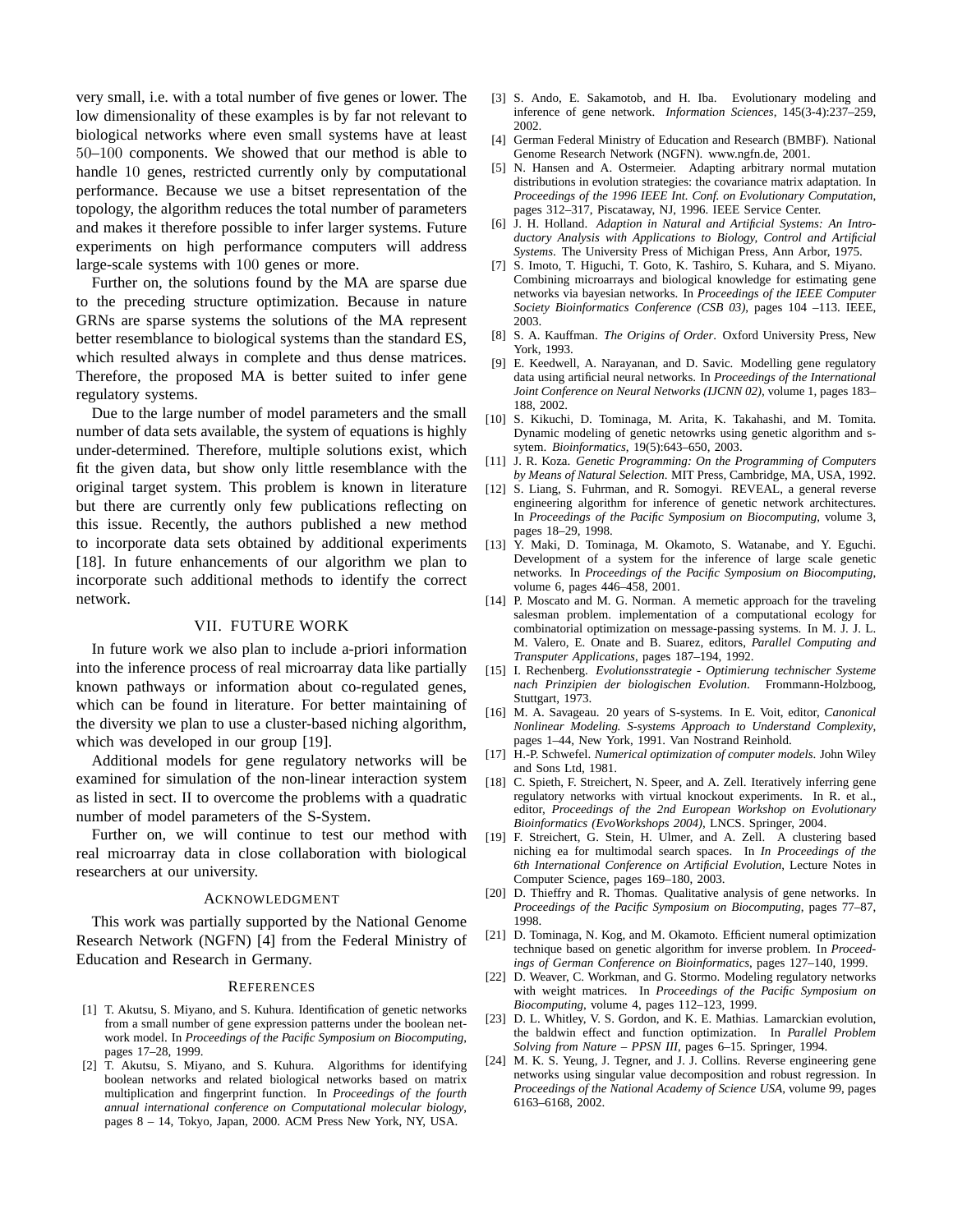very small, i.e. with a total number of five genes or lower. The low dimensionality of these examples is by far not relevant to biological networks where even small systems have at least $50$–$100$ components. We showed that our method is able to handle $10$ genes, restricted currently only by computational performance. Because we use a bitset representation of the topology, the algorithm reduces the total number of parameters and makes it therefore possible to infer larger systems. Future experiments on high performance computers will address large-scale systems with $100$ genes or more.

Further on, the solutions found by the MA are sparse due to the preceding structure optimization. Because in nature GRNs are sparse systems the solutions of the MA represent better resemblance to biological systems than the standard ES, which resulted always in complete and thus dense matrices. Therefore, the proposed MA is better suited to infer gene regulatory systems.

Due to the large number of model parameters and the small number of data sets available, the system of equations is highly under-determined. Therefore, multiple solutions exist, which fit the given data, but show only little resemblance with the original target system. This problem is known in literature but there are currently only few publications reflecting on this issue. Recently, the authors published a new method to incorporate data sets obtained by additional experiments [18]. In future enhancements of our algorithm we plan to incorporate such additional methods to identify the correct network.

## VII. Future Work

In future work we also plan to include a-priori information into the inference process of real microarray data like partially known pathways or information about co-regulated genes, which can be found in literature. For better maintaining of the diversity we plan to use a cluster-based niching algorithm, which was developed in our group [19].

Additional models for gene regulatory networks will be examined for simulation of the non-linear interaction system as listed in sect. II to overcome the problems with a quadratic number of model parameters of the S-System.

Further on, we will continue to test our method with real microarray data in close collaboration with biological researchers at our university.

## Acknowledgment

This work was partially supported by the National Genome Research Network (NGFN) [4] from the Federal Ministry of Education and Research in Germany.

## References

[1] T. Akutsu, S. Miyano, and S. Kuhura. Identification of genetic networks from a small number of gene expression patterns under the boolean network model. In *Proceedings of the Pacific Symposium on Biocomputing*, pages 17–28, 1999.

[2] T. Akutsu, S. Miyano, and S. Kuhura. Algorithms for identifying boolean networks and related biological networks based on matrix multiplication and fingerprint function. In *Proceedings of the fourth annual international conference on Computational molecular biology*, pages 8 – 14, Tokyo, Japan, 2000. ACM Press New York, NY, USA.

[3] S. Ando, E. Sakamotob, and H. Iba. Evolutionary modeling and inference of gene network. *Information Sciences*, 145(3-4):237–259, 2002.

[4] German Federal Ministry of Education and Research (BMBF). National Genome Research Network (NGFN). www.ngfn.de, 2001.

[5] N. Hansen and A. Ostermeier. Adapting arbitrary normal mutation distributions in evolution strategies: the covariance matrix adaptation. In *Proceedings of the 1996 IEEE Int. Conf. on Evolutionary Computation*, pages 312–317, Piscataway, NJ, 1996. IEEE Service Center.

[6] J. H. Holland. *Adaption in Natural and Artificial Systems: An Introductory Analysis with Applications to Biology, Control and Artificial Systems*. The University Press of Michigan Press, Ann Arbor, 1975.

[7] S. Imoto, T. Higuchi, T. Goto, K. Tashiro, S. Kuhara, and S. Miyano. Combining microarrays and biological knowledge for estimating gene networks via bayesian networks. In *Proceedings of the IEEE Computer Society Bioinformatics Conference (CSB 03)*, pages 104 –113. IEEE, 2003.

[8] S. A. Kauffman. *The Origins of Order*. Oxford University Press, New York, 1993.

[9] E. Keedwell, A. Narayanan, and D. Savic. Modelling gene regulatory data using artificial neural networks. In *Proceedings of the International Joint Conference on Neural Networks (IJCNN 02)*, volume 1, pages 183–188, 2002.

[10] S. Kikuchi, D. Tominaga, M. Arita, K. Takahashi, and M. Tomita. Dynamic modeling of genetic netowrks using genetic algorithm and s-sytem. *Bioinformatics*, 19(5):643–650, 2003.

[11] J. R. Koza. *Genetic Programming: On the Programming of Computers by Means of Natural Selection*. MIT Press, Cambridge, MA, USA, 1992.

[12] S. Liang, S. Fuhrman, and R. Somogyi. REVEAL, a general reverse engineering algorithm for inference of genetic network architectures. In *Proceedings of the Pacific Symposium on Biocomputing*, volume 3, pages 18–29, 1998.

[13] Y. Maki, D. Tominaga, M. Okamoto, S. Watanabe, and Y. Eguchi. Development of a system for the inference of large scale genetic networks. In *Proceedings of the Pacific Symposium on Biocomputing*, volume 6, pages 446–458, 2001.

[14] P. Moscato and M. G. Norman. A memetic approach for the traveling salesman problem. implementation of a computational ecology for combinatorial optimization on message-passing systems. In M. J. J. L. M. Valero, E. Onate and B. Suarez, editors, *Parallel Computing and Transputer Applications*, pages 187–194, 1992.

[15] I. Rechenberg. *Evolutionsstrategie - Optimierung technischer Systeme nach Prinzipien der biologischen Evolution*. Frommann-Holzboog, Stuttgart, 1973.

[16] M. A. Savageau. 20 years of S-systems. In E. Voit, editor, *Canonical Nonlinear Modeling. S-systems Approach to Understand Complexity*, pages 1–44, New York, 1991. Van Nostrand Reinhold.

[17] H.-P. Schwefel. *Numerical optimization of computer models*. John Wiley and Sons Ltd, 1981.

[18] C. Spieth, F. Streichert, N. Speer, and A. Zell. Iteratively inferring gene regulatory networks with virtual knockout experiments. In R. et al., editor, *Proceedings of the 2nd European Workshop on Evolutionary Bioinformatics (EvoWorkshops 2004)*, LNCS. Springer, 2004.

[19] F. Streichert, G. Stein, H. Ulmer, and A. Zell. A clustering based niching ea for multimodal search spaces. In *In Proceedings of the 6th International Conference on Artificial Evolution*, Lecture Notes in Computer Science, pages 169–180, 2003.

[20] D. Thieffry and R. Thomas. Qualitative analysis of gene networks. In *Proceedings of the Pacific Symposium on Biocomputing*, pages 77–87, 1998.

[21] D. Tominaga, N. Kog, and M. Okamoto. Efficient numeral optimization technique based on genetic algorithm for inverse problem. In *Proceedings of German Conference on Bioinformatics*, pages 127–140, 1999.

[22] D. Weaver, C. Workman, and G. Stormo. Modeling regulatory networks with weight matrices. In *Proceedings of the Pacific Symposium on Biocomputing*, volume 4, pages 112–123, 1999.

[23] D. L. Whitley, V. S. Gordon, and K. E. Mathias. Lamarckian evolution, the baldwin effect and function optimization. In *Parallel Problem Solving from Nature – PPSN III*, pages 6–15. Springer, 1994.

[24] M. K. S. Yeung, J. Tegner, and J. J. Collins. Reverse engineering gene networks using singular value decomposition and robust regression. In *Proceedings of the National Academy of Science USA*, volume 99, pages 6163–6168, 2002.